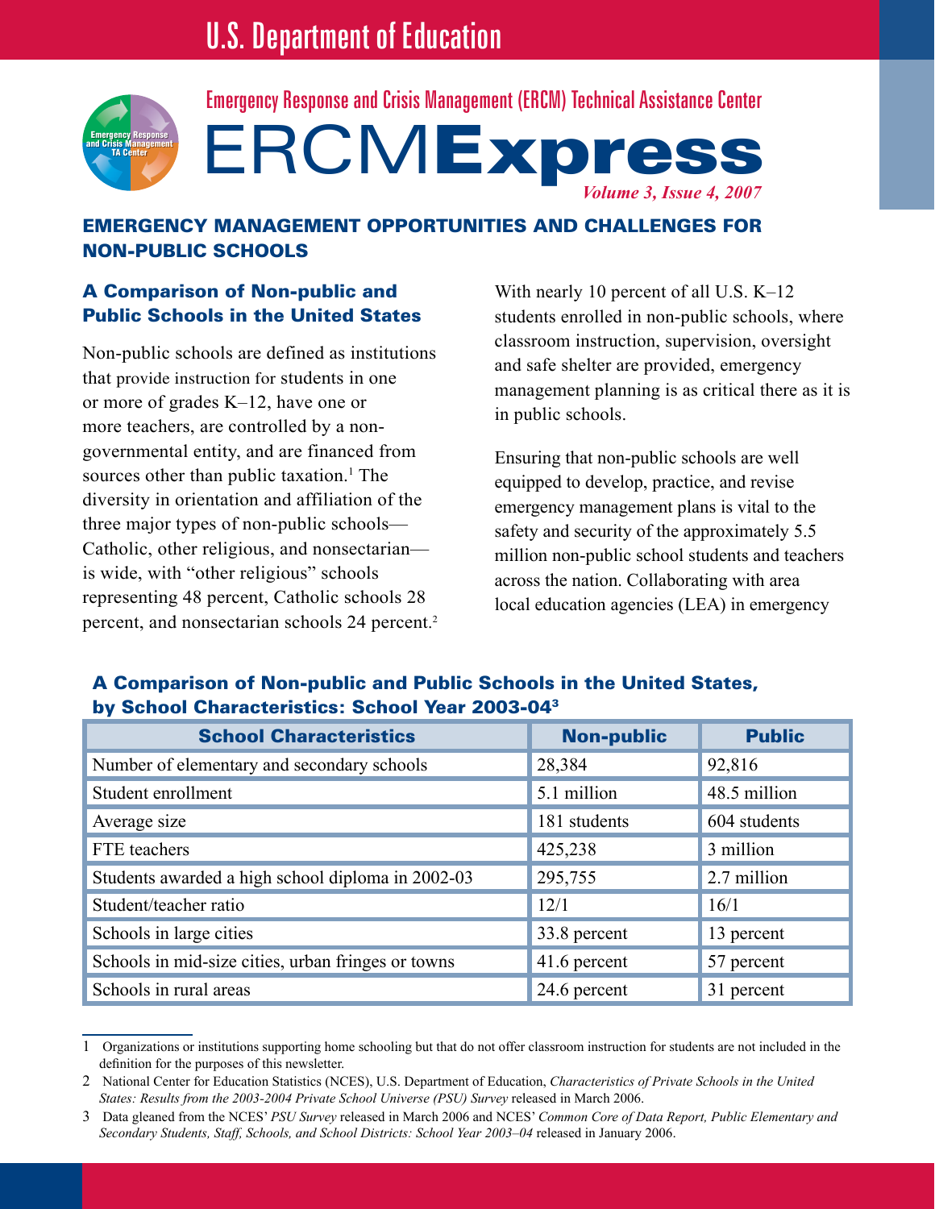# U.S. Department of Education

Emergency Response and Crisis Management (ERCM) Technical Assistance Center

# ERCM**Express**

*Volume 3, Issue 4, 2007*

## EMERGENCY MANAGEMENT OPPORTUNITIES AND CHALLENGES FOR NON-PUBLIC SCHOOLS

### A Comparison of Non-public and Public Schools in the United States

Non-public schools are defined as institutions that provide instruction for students in one or more of grades K–12, have one or more teachers, are controlled by a non-governmental entity, and are financed from sources other than public taxation.[1] The diversity in orientation and affiliation of the three major types of non-public schools—Catholic, other religious, and nonsectarian—is wide, with "other religious" schools representing 48 percent, Catholic schools 28 percent, and nonsectarian schools 24 percent.[2]

With nearly 10 percent of all U.S. K–12 students enrolled in non-public schools, where classroom instruction, supervision, oversight and safe shelter are provided, emergency management planning is as critical there as it is in public schools.

Ensuring that non-public schools are well equipped to develop, practice, and revise emergency management plans is vital to the safety and security of the approximately 5.5 million non-public school students and teachers across the nation. Collaborating with area local education agencies (LEA) in emergency

### A Comparison of Non-public and Public Schools in the United States, by School Characteristics: School Year 2003-04[3]

| School Characteristics | Non-public | Public |
|---|---|---|
| Number of elementary and secondary schools | 28,384 | 92,816 |
| Student enrollment | 5.1 million | 48.5 million |
| Average size | 181 students | 604 students |
| FTE teachers | 425,238 | 3 million |
| Students awarded a high school diploma in 2002-03 | 295,755 | 2.7 million |
| Student/teacher ratio | 12/1 | 16/1 |
| Schools in large cities | 33.8 percent | 13 percent |
| Schools in mid-size cities, urban fringes or towns | 41.6 percent | 57 percent |
| Schools in rural areas | 24.6 percent | 31 percent |

1 Organizations or institutions supporting home schooling but that do not offer classroom instruction for students are not included in the definition for the purposes of this newsletter.

2 National Center for Education Statistics (NCES), U.S. Department of Education, *Characteristics of Private Schools in the United States: Results from the 2003-2004 Private School Universe (PSU) Survey* released in March 2006.

3 Data gleaned from the NCES' *PSU Survey* released in March 2006 and NCES' *Common Core of Data Report, Public Elementary and Secondary Students, Staff, Schools, and School Districts: School Year 2003–04* released in January 2006.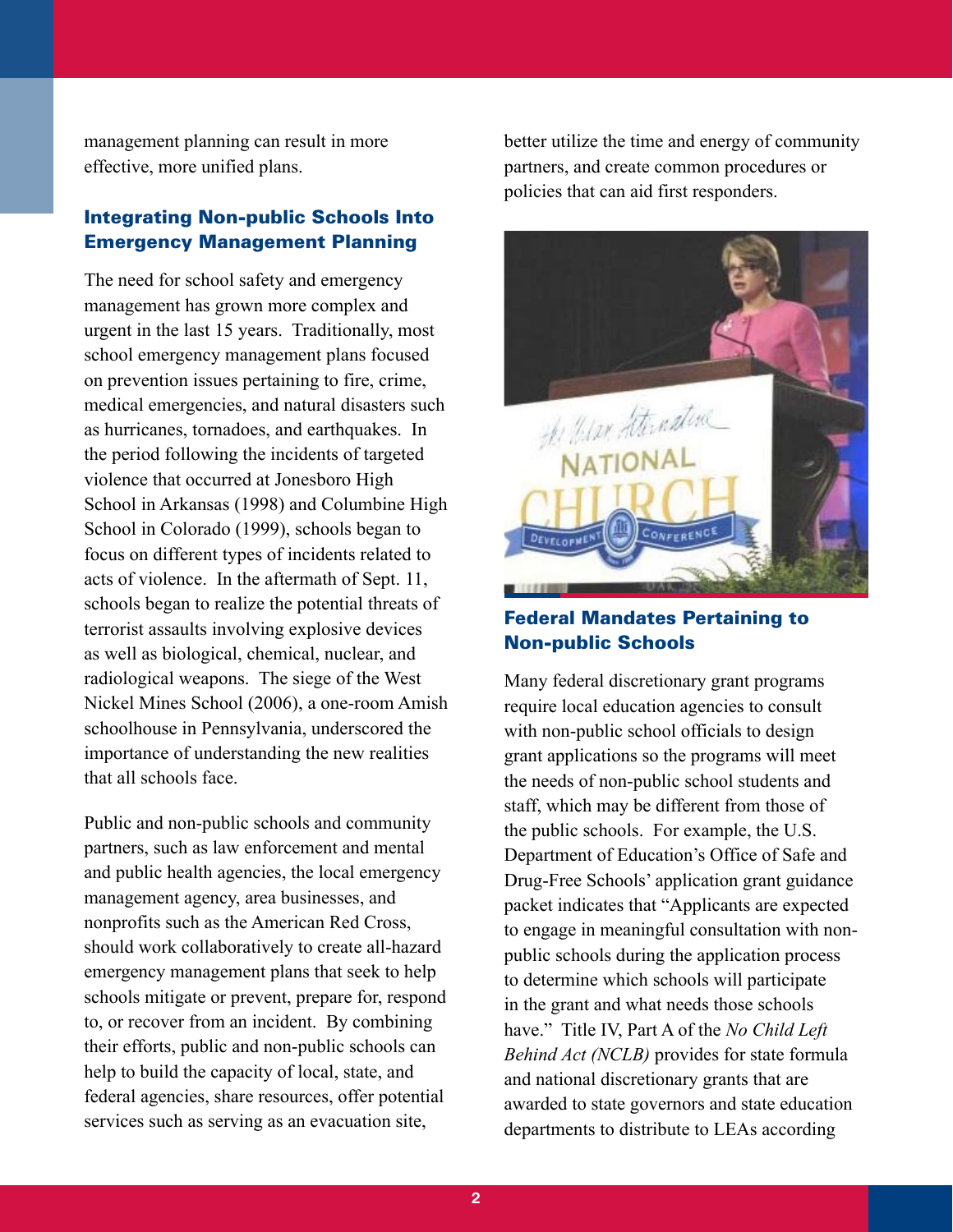management planning can result in more effective, more unified plans.

### Integrating Non-public Schools Into Emergency Management Planning

The need for school safety and emergency management has grown more complex and urgent in the last 15 years. Traditionally, most school emergency management plans focused on prevention issues pertaining to fire, crime, medical emergencies, and natural disasters such as hurricanes, tornadoes, and earthquakes. In the period following the incidents of targeted violence that occurred at Jonesboro High School in Arkansas (1998) and Columbine High School in Colorado (1999), schools began to focus on different types of incidents related to acts of violence. In the aftermath of Sept. 11, schools began to realize the potential threats of terrorist assaults involving explosive devices as well as biological, chemical, nuclear, and radiological weapons. The siege of the West Nickel Mines School (2006), a one-room Amish schoolhouse in Pennsylvania, underscored the importance of understanding the new realities that all schools face.

Public and non-public schools and community partners, such as law enforcement and mental and public health agencies, the local emergency management agency, area businesses, and nonprofits such as the American Red Cross, should work collaboratively to create all-hazard emergency management plans that seek to help schools mitigate or prevent, prepare for, respond to, or recover from an incident. By combining their efforts, public and non-public schools can help to build the capacity of local, state, and federal agencies, share resources, offer potential services such as serving as an evacuation site, better utilize the time and energy of community partners, and create common procedures or policies that can aid first responders.

### Federal Mandates Pertaining to Non-public Schools

Many federal discretionary grant programs require local education agencies to consult with non-public school officials to design grant applications so the programs will meet the needs of non-public school students and staff, which may be different from those of the public schools. For example, the U.S. Department of Education's Office of Safe and Drug-Free Schools' application grant guidance packet indicates that "Applicants are expected to engage in meaningful consultation with non-public schools during the application process to determine which schools will participate in the grant and what needs those schools have." Title IV, Part A of the *No Child Left Behind Act (NCLB)* provides for state formula and national discretionary grants that are awarded to state governors and state education departments to distribute to LEAs according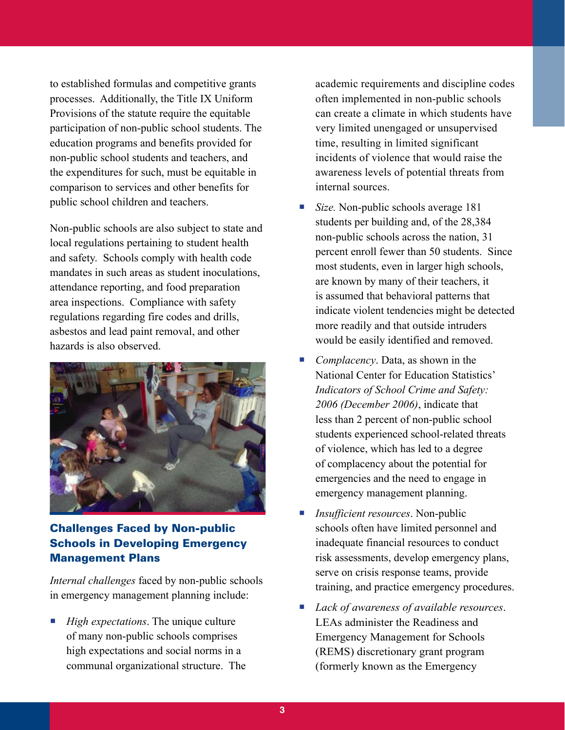to established formulas and competitive grants processes. Additionally, the Title IX Uniform Provisions of the statute require the equitable participation of non-public school students. The education programs and benefits provided for non-public school students and teachers, and the expenditures for such, must be equitable in comparison to services and other benefits for public school children and teachers.

Non-public schools are also subject to state and local regulations pertaining to student health and safety. Schools comply with health code mandates in such areas as student inoculations, attendance reporting, and food preparation area inspections. Compliance with safety regulations regarding fire codes and drills, asbestos and lead paint removal, and other hazards is also observed.

## Challenges Faced by Non-public Schools in Developing Emergency Management Plans

*Internal challenges* faced by non-public schools in emergency management planning include:

- *High expectations*. The unique culture of many non-public schools comprises high expectations and social norms in a communal organizational structure. The academic requirements and discipline codes often implemented in non-public schools can create a climate in which students have very limited unengaged or unsupervised time, resulting in limited significant incidents of violence that would raise the awareness levels of potential threats from internal sources.
- *Size.* Non-public schools average 181 students per building and, of the 28,384 non-public schools across the nation, 31 percent enroll fewer than 50 students. Since most students, even in larger high schools, are known by many of their teachers, it is assumed that behavioral patterns that indicate violent tendencies might be detected more readily and that outside intruders would be easily identified and removed.
- *Complacency*. Data, as shown in the National Center for Education Statistics' *Indicators of School Crime and Safety: 2006 (December 2006)*, indicate that less than 2 percent of non-public school students experienced school-related threats of violence, which has led to a degree of complacency about the potential for emergencies and the need to engage in emergency management planning.
- *Insufficient resources*. Non-public schools often have limited personnel and inadequate financial resources to conduct risk assessments, develop emergency plans, serve on crisis response teams, provide training, and practice emergency procedures.
- *Lack of awareness of available resources*. LEAs administer the Readiness and Emergency Management for Schools (REMS) discretionary grant program (formerly known as the Emergency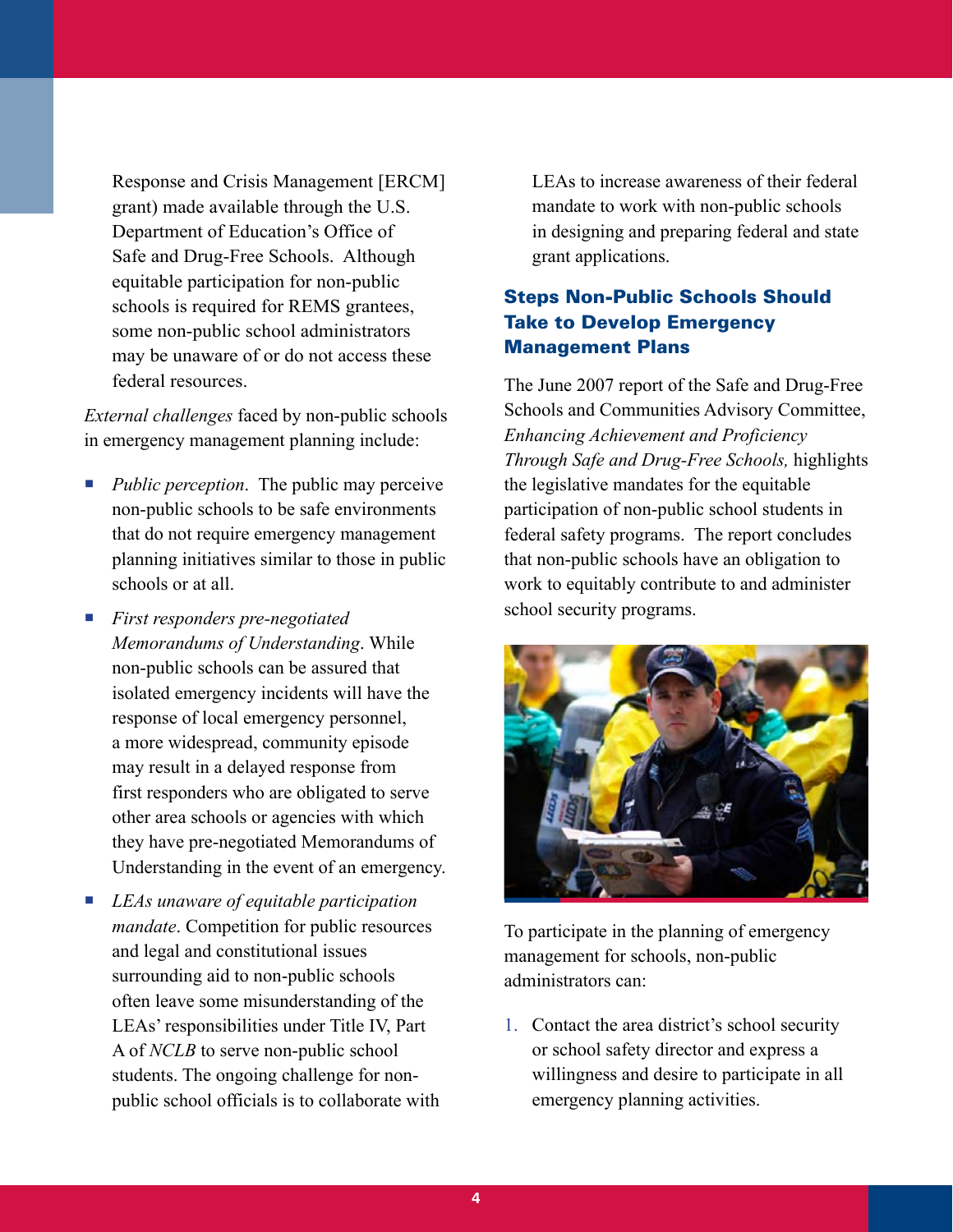Response and Crisis Management [ERCM] grant) made available through the U.S. Department of Education's Office of Safe and Drug-Free Schools. Although equitable participation for non-public schools is required for REMS grantees, some non-public school administrators may be unaware of or do not access these federal resources.

*External challenges* faced by non-public schools in emergency management planning include:

- *Public perception*. The public may perceive non-public schools to be safe environments that do not require emergency management planning initiatives similar to those in public schools or at all.
- *First responders pre-negotiated Memorandums of Understanding*. While non-public schools can be assured that isolated emergency incidents will have the response of local emergency personnel, a more widespread, community episode may result in a delayed response from first responders who are obligated to serve other area schools or agencies with which they have pre-negotiated Memorandums of Understanding in the event of an emergency.
- *LEAs unaware of equitable participation mandate*. Competition for public resources and legal and constitutional issues surrounding aid to non-public schools often leave some misunderstanding of the LEAs' responsibilities under Title IV, Part A of *NCLB* to serve non-public school students. The ongoing challenge for non-public school officials is to collaborate with LEAs to increase awareness of their federal mandate to work with non-public schools in designing and preparing federal and state grant applications.

### Steps Non-Public Schools Should Take to Develop Emergency Management Plans

The June 2007 report of the Safe and Drug-Free Schools and Communities Advisory Committee, *Enhancing Achievement and Proficiency Through Safe and Drug-Free Schools,* highlights the legislative mandates for the equitable participation of non-public school students in federal safety programs. The report concludes that non-public schools have an obligation to work to equitably contribute to and administer school security programs.

To participate in the planning of emergency management for schools, non-public administrators can:

1. Contact the area district's school security or school safety director and express a willingness and desire to participate in all emergency planning activities.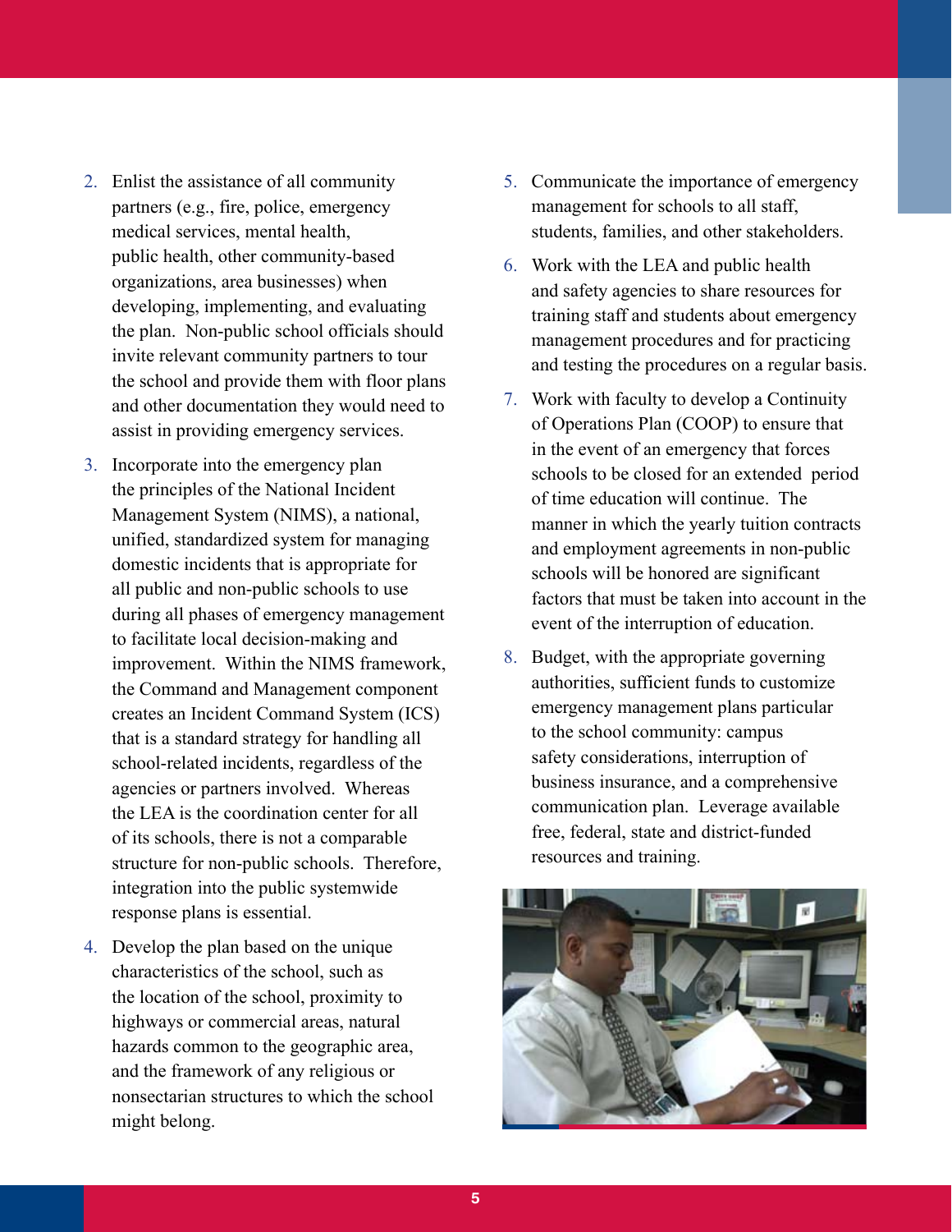2. Enlist the assistance of all community partners (e.g., fire, police, emergency medical services, mental health, public health, other community-based organizations, area businesses) when developing, implementing, and evaluating the plan. Non-public school officials should invite relevant community partners to tour the school and provide them with floor plans and other documentation they would need to assist in providing emergency services.
3. Incorporate into the emergency plan the principles of the National Incident Management System (NIMS), a national, unified, standardized system for managing domestic incidents that is appropriate for all public and non-public schools to use during all phases of emergency management to facilitate local decision-making and improvement. Within the NIMS framework, the Command and Management component creates an Incident Command System (ICS) that is a standard strategy for handling all school-related incidents, regardless of the agencies or partners involved. Whereas the LEA is the coordination center for all of its schools, there is not a comparable structure for non-public schools. Therefore, integration into the public systemwide response plans is essential.
4. Develop the plan based on the unique characteristics of the school, such as the location of the school, proximity to highways or commercial areas, natural hazards common to the geographic area, and the framework of any religious or nonsectarian structures to which the school might belong.
5. Communicate the importance of emergency management for schools to all staff, students, families, and other stakeholders.
6. Work with the LEA and public health and safety agencies to share resources for training staff and students about emergency management procedures and for practicing and testing the procedures on a regular basis.
7. Work with faculty to develop a Continuity of Operations Plan (COOP) to ensure that in the event of an emergency that forces schools to be closed for an extended period of time education will continue. The manner in which the yearly tuition contracts and employment agreements in non-public schools will be honored are significant factors that must be taken into account in the event of the interruption of education.
8. Budget, with the appropriate governing authorities, sufficient funds to customize emergency management plans particular to the school community: campus safety considerations, interruption of business insurance, and a comprehensive communication plan. Leverage available free, federal, state and district-funded resources and training.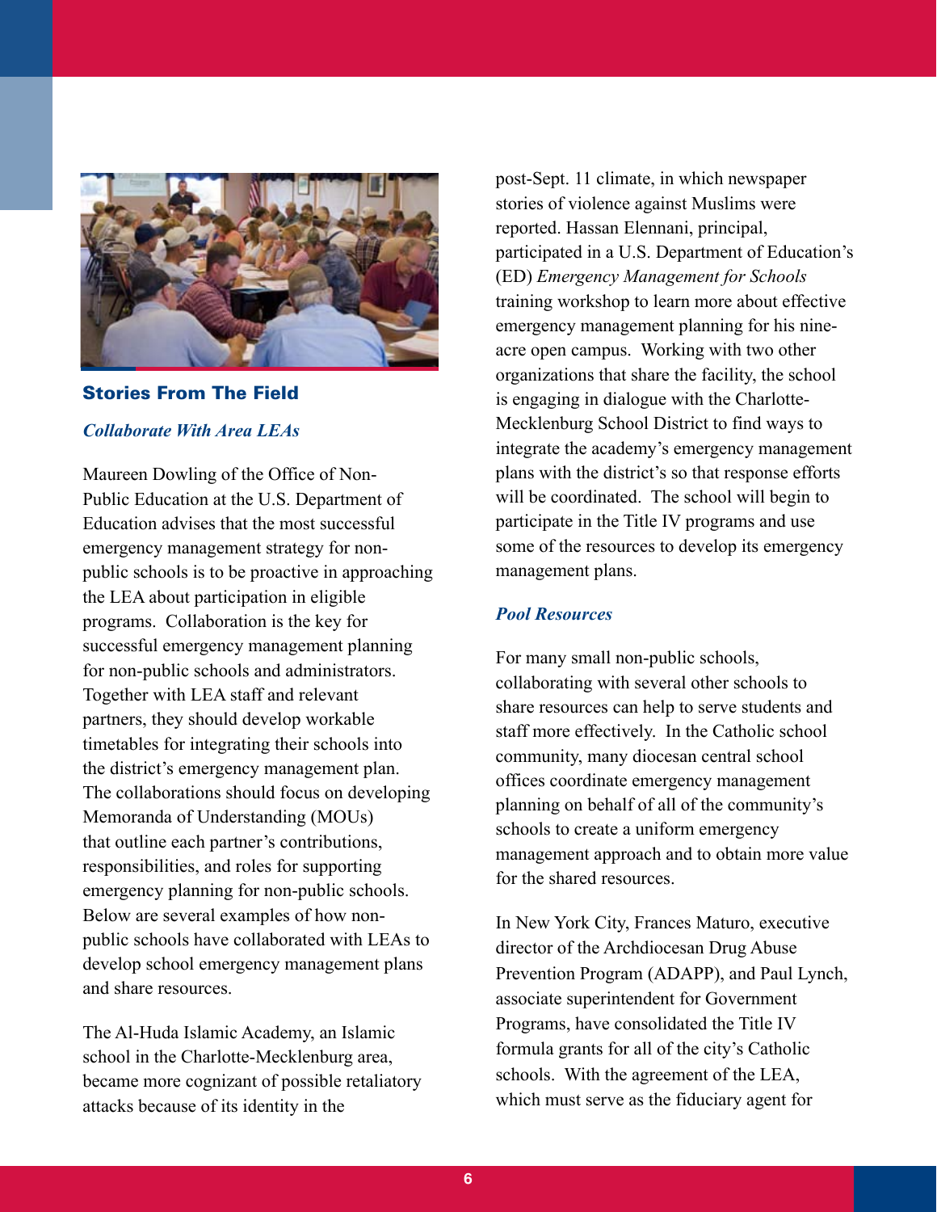## Stories From The Field

### *Collaborate With Area LEAs*

Maureen Dowling of the Office of Non-Public Education at the U.S. Department of Education advises that the most successful emergency management strategy for non-public schools is to be proactive in approaching the LEA about participation in eligible programs. Collaboration is the key for successful emergency management planning for non-public schools and administrators. Together with LEA staff and relevant partners, they should develop workable timetables for integrating their schools into the district's emergency management plan. The collaborations should focus on developing Memoranda of Understanding (MOUs) that outline each partner's contributions, responsibilities, and roles for supporting emergency planning for non-public schools. Below are several examples of how non-public schools have collaborated with LEAs to develop school emergency management plans and share resources.

The Al-Huda Islamic Academy, an Islamic school in the Charlotte-Mecklenburg area, became more cognizant of possible retaliatory attacks because of its identity in the post-Sept. 11 climate, in which newspaper stories of violence against Muslims were reported. Hassan Elennani, principal, participated in a U.S. Department of Education's (ED) *Emergency Management for Schools* training workshop to learn more about effective emergency management planning for his nine-acre open campus. Working with two other organizations that share the facility, the school is engaging in dialogue with the Charlotte-Mecklenburg School District to find ways to integrate the academy's emergency management plans with the district's so that response efforts will be coordinated. The school will begin to participate in the Title IV programs and use some of the resources to develop its emergency management plans.

### *Pool Resources*

For many small non-public schools, collaborating with several other schools to share resources can help to serve students and staff more effectively. In the Catholic school community, many diocesan central school offices coordinate emergency management planning on behalf of all of the community's schools to create a uniform emergency management approach and to obtain more value for the shared resources.

In New York City, Frances Maturo, executive director of the Archdiocesan Drug Abuse Prevention Program (ADAPP), and Paul Lynch, associate superintendent for Government Programs, have consolidated the Title IV formula grants for all of the city's Catholic schools. With the agreement of the LEA, which must serve as the fiduciary agent for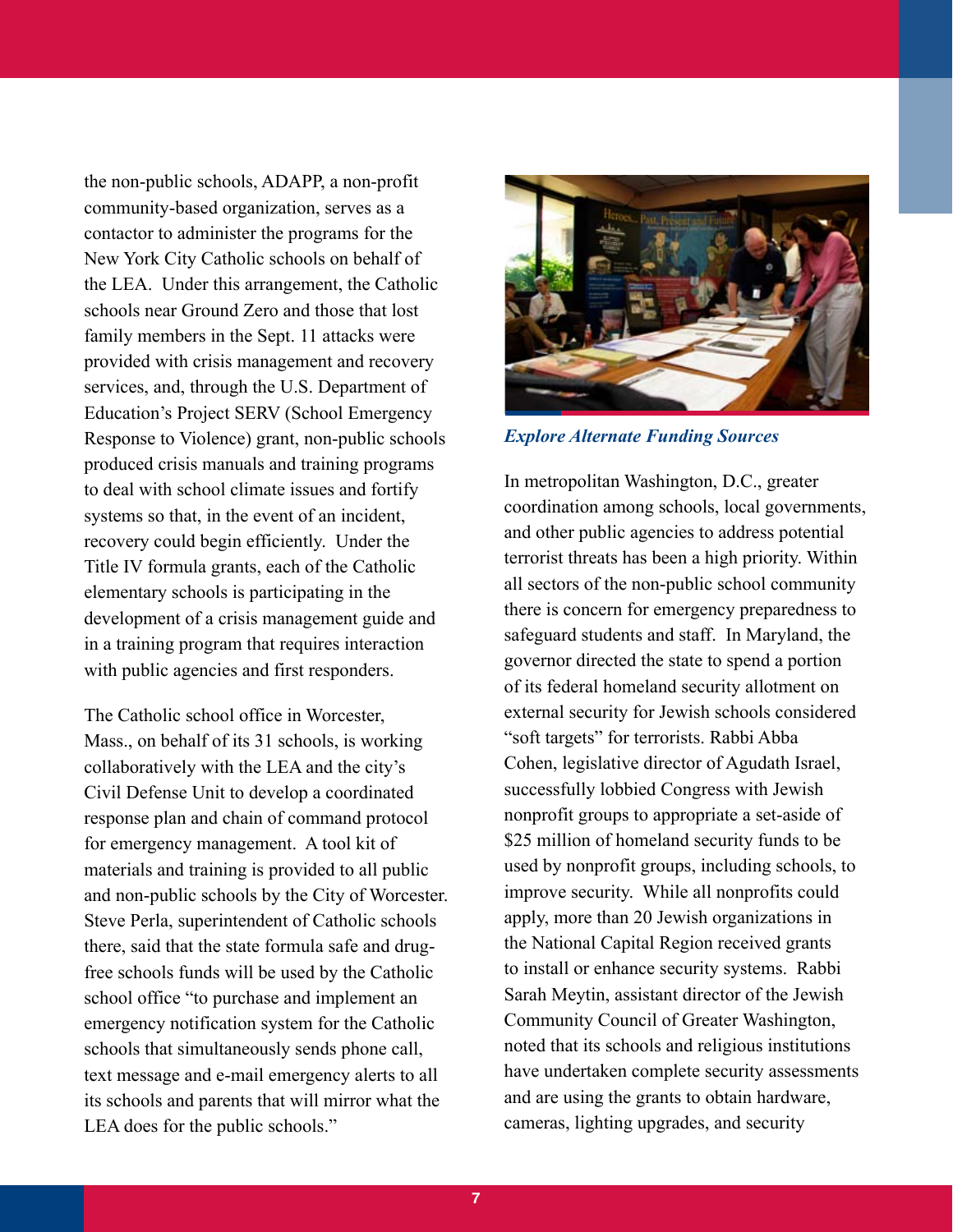the non-public schools, ADAPP, a non-profit community-based organization, serves as a contactor to administer the programs for the New York City Catholic schools on behalf of the LEA. Under this arrangement, the Catholic schools near Ground Zero and those that lost family members in the Sept. 11 attacks were provided with crisis management and recovery services, and, through the U.S. Department of Education's Project SERV (School Emergency Response to Violence) grant, non-public schools produced crisis manuals and training programs to deal with school climate issues and fortify systems so that, in the event of an incident, recovery could begin efficiently. Under the Title IV formula grants, each of the Catholic elementary schools is participating in the development of a crisis management guide and in a training program that requires interaction with public agencies and first responders.

The Catholic school office in Worcester, Mass., on behalf of its 31 schools, is working collaboratively with the LEA and the city's Civil Defense Unit to develop a coordinated response plan and chain of command protocol for emergency management. A tool kit of materials and training is provided to all public and non-public schools by the City of Worcester. Steve Perla, superintendent of Catholic schools there, said that the state formula safe and drug-free schools funds will be used by the Catholic school office "to purchase and implement an emergency notification system for the Catholic schools that simultaneously sends phone call, text message and e-mail emergency alerts to all its schools and parents that will mirror what the LEA does for the public schools."

### *Explore Alternate Funding Sources*

In metropolitan Washington, D.C., greater coordination among schools, local governments, and other public agencies to address potential terrorist threats has been a high priority. Within all sectors of the non-public school community there is concern for emergency preparedness to safeguard students and staff. In Maryland, the governor directed the state to spend a portion of its federal homeland security allotment on external security for Jewish schools considered "soft targets" for terrorists. Rabbi Abba Cohen, legislative director of Agudath Israel, successfully lobbied Congress with Jewish nonprofit groups to appropriate a set-aside of $25 million of homeland security funds to be used by nonprofit groups, including schools, to improve security. While all nonprofits could apply, more than 20 Jewish organizations in the National Capital Region received grants to install or enhance security systems. Rabbi Sarah Meytin, assistant director of the Jewish Community Council of Greater Washington, noted that its schools and religious institutions have undertaken complete security assessments and are using the grants to obtain hardware, cameras, lighting upgrades, and security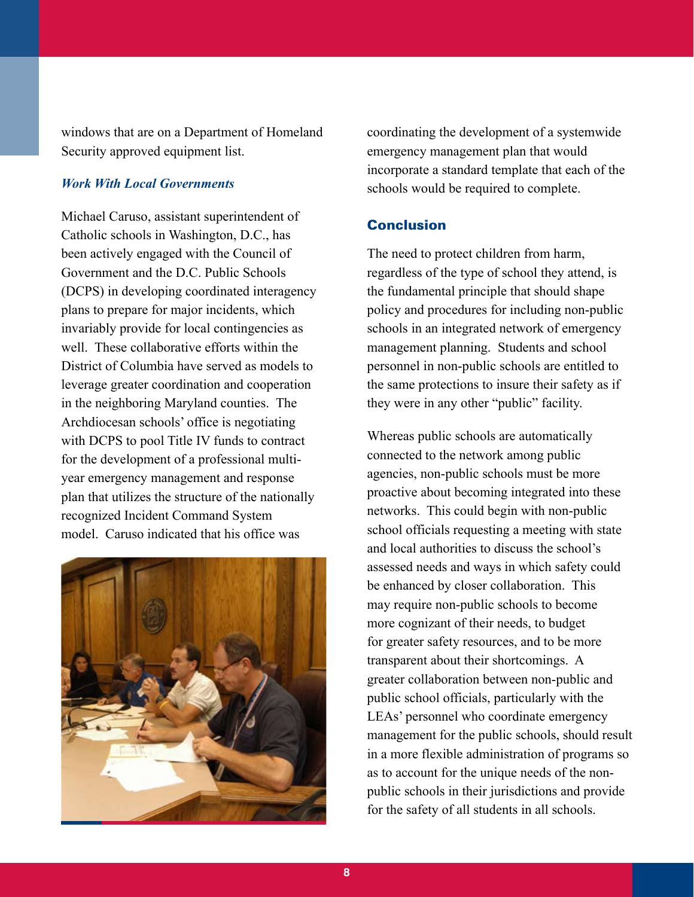windows that are on a Department of Homeland Security approved equipment list.

***Work With Local Governments***

Michael Caruso, assistant superintendent of Catholic schools in Washington, D.C., has been actively engaged with the Council of Government and the D.C. Public Schools (DCPS) in developing coordinated interagency plans to prepare for major incidents, which invariably provide for local contingencies as well. These collaborative efforts within the District of Columbia have served as models to leverage greater coordination and cooperation in the neighboring Maryland counties. The Archdiocesan schools' office is negotiating with DCPS to pool Title IV funds to contract for the development of a professional multi-year emergency management and response plan that utilizes the structure of the nationally recognized Incident Command System model. Caruso indicated that his office was coordinating the development of a systemwide emergency management plan that would incorporate a standard template that each of the schools would be required to complete.

## Conclusion

The need to protect children from harm, regardless of the type of school they attend, is the fundamental principle that should shape policy and procedures for including non-public schools in an integrated network of emergency management planning. Students and school personnel in non-public schools are entitled to the same protections to insure their safety as if they were in any other "public" facility.

Whereas public schools are automatically connected to the network among public agencies, non-public schools must be more proactive about becoming integrated into these networks. This could begin with non-public school officials requesting a meeting with state and local authorities to discuss the school's assessed needs and ways in which safety could be enhanced by closer collaboration. This may require non-public schools to become more cognizant of their needs, to budget for greater safety resources, and to be more transparent about their shortcomings. A greater collaboration between non-public and public school officials, particularly with the LEAs' personnel who coordinate emergency management for the public schools, should result in a more flexible administration of programs so as to account for the unique needs of the non-public schools in their jurisdictions and provide for the safety of all students in all schools.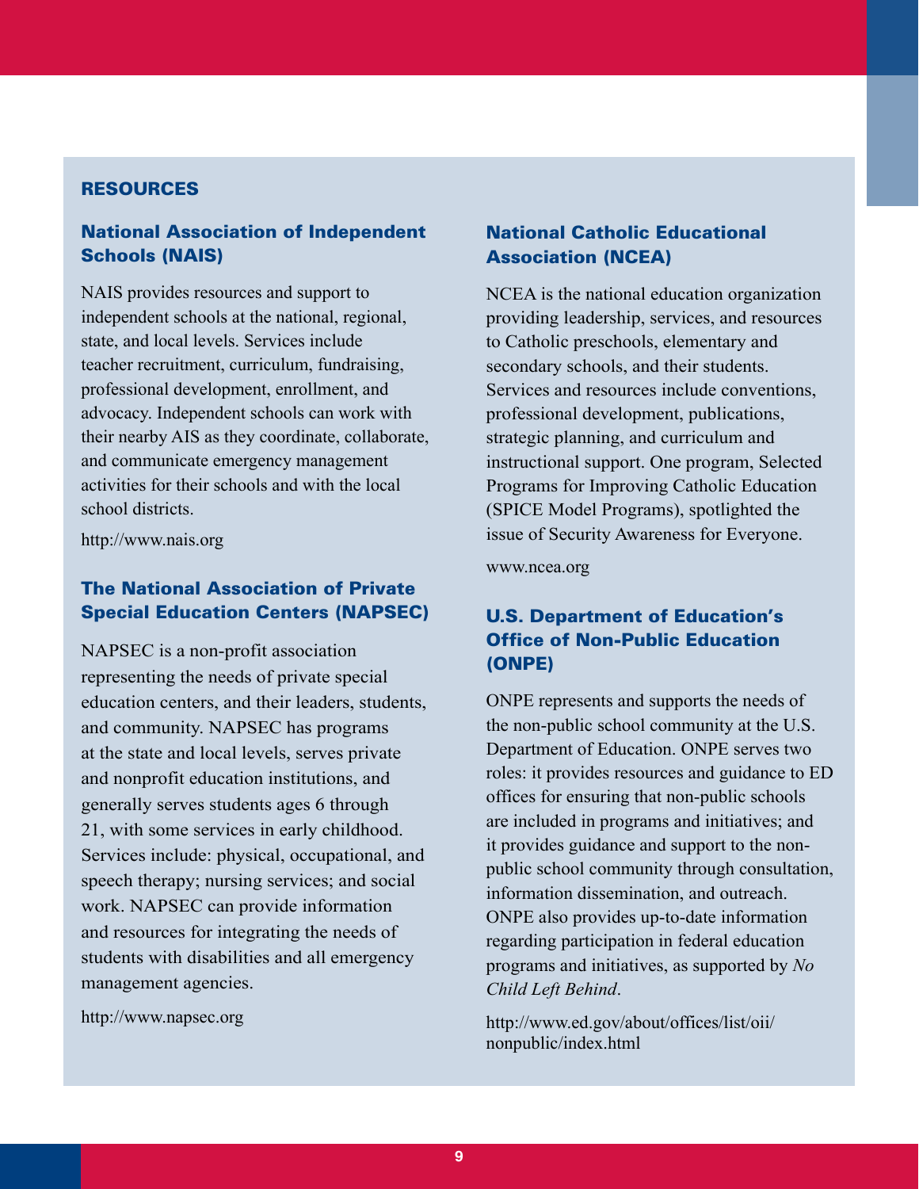## RESOURCES

### National Association of Independent Schools (NAIS)

NAIS provides resources and support to independent schools at the national, regional, state, and local levels. Services include teacher recruitment, curriculum, fundraising, professional development, enrollment, and advocacy. Independent schools can work with their nearby AIS as they coordinate, collaborate, and communicate emergency management activities for their schools and with the local school districts.

http://www.nais.org

### The National Association of Private Special Education Centers (NAPSEC)

NAPSEC is a non-profit association representing the needs of private special education centers, and their leaders, students, and community. NAPSEC has programs at the state and local levels, serves private and nonprofit education institutions, and generally serves students ages 6 through 21, with some services in early childhood. Services include: physical, occupational, and speech therapy; nursing services; and social work. NAPSEC can provide information and resources for integrating the needs of students with disabilities and all emergency management agencies.

http://www.napsec.org

### National Catholic Educational Association (NCEA)

NCEA is the national education organization providing leadership, services, and resources to Catholic preschools, elementary and secondary schools, and their students. Services and resources include conventions, professional development, publications, strategic planning, and curriculum and instructional support. One program, Selected Programs for Improving Catholic Education (SPICE Model Programs), spotlighted the issue of Security Awareness for Everyone.

www.ncea.org

### U.S. Department of Education's Office of Non-Public Education (ONPE)

ONPE represents and supports the needs of the non-public school community at the U.S. Department of Education. ONPE serves two roles: it provides resources and guidance to ED offices for ensuring that non-public schools are included in programs and initiatives; and it provides guidance and support to the non-public school community through consultation, information dissemination, and outreach. ONPE also provides up-to-date information regarding participation in federal education programs and initiatives, as supported by *No Child Left Behind*.

http://www.ed.gov/about/offices/list/oii/nonpublic/index.html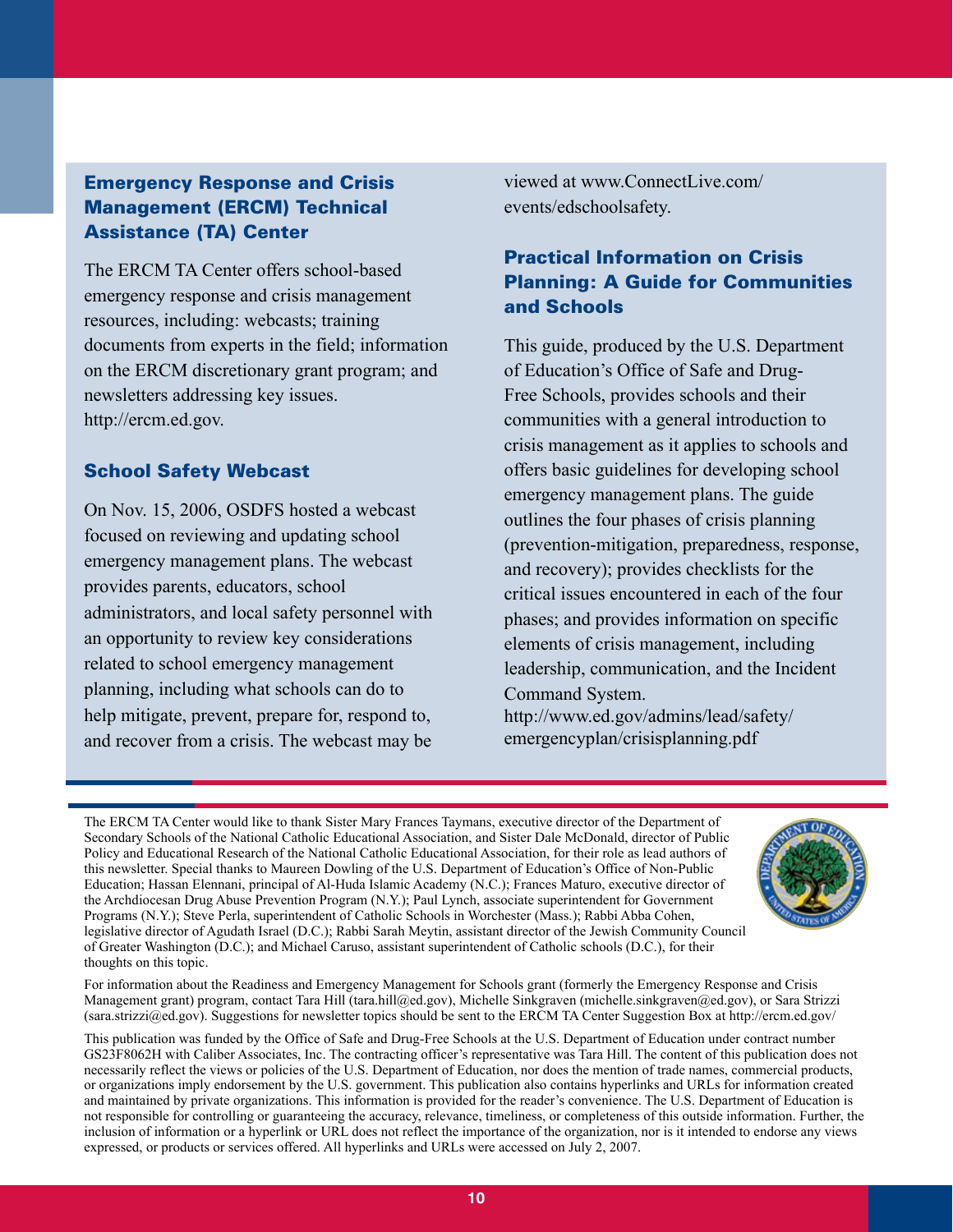### Emergency Response and Crisis Management (ERCM) Technical Assistance (TA) Center

The ERCM TA Center offers school-based emergency response and crisis management resources, including: webcasts; training documents from experts in the field; information on the ERCM discretionary grant program; and newsletters addressing key issues. http://ercm.ed.gov.

### School Safety Webcast

On Nov. 15, 2006, OSDFS hosted a webcast focused on reviewing and updating school emergency management plans. The webcast provides parents, educators, school administrators, and local safety personnel with an opportunity to review key considerations related to school emergency management planning, including what schools can do to help mitigate, prevent, prepare for, respond to, and recover from a crisis. The webcast may be viewed at www.ConnectLive.com/events/edschoolsafety.

### Practical Information on Crisis Planning: A Guide for Communities and Schools

This guide, produced by the U.S. Department of Education's Office of Safe and Drug-Free Schools, provides schools and their communities with a general introduction to crisis management as it applies to schools and offers basic guidelines for developing school emergency management plans. The guide outlines the four phases of crisis planning (prevention-mitigation, preparedness, response, and recovery); provides checklists for the critical issues encountered in each of the four phases; and provides information on specific elements of crisis management, including leadership, communication, and the Incident Command System. http://www.ed.gov/admins/lead/safety/emergencyplan/crisisplanning.pdf

---

The ERCM TA Center would like to thank Sister Mary Frances Taymans, executive director of the Department of Secondary Schools of the National Catholic Educational Association, and Sister Dale McDonald, director of Public Policy and Educational Research of the National Catholic Educational Association, for their role as lead authors of this newsletter. Special thanks to Maureen Dowling of the U.S. Department of Education's Office of Non-Public Education; Hassan Elennani, principal of Al-Huda Islamic Academy (N.C.); Frances Maturo, executive director of the Archdiocesan Drug Abuse Prevention Program (N.Y.); Paul Lynch, associate superintendent for Government Programs (N.Y.); Steve Perla, superintendent of Catholic Schools in Worchester (Mass.); Rabbi Abba Cohen, legislative director of Agudath Israel (D.C.); Rabbi Sarah Meytin, assistant director of the Jewish Community Council of Greater Washington (D.C.); and Michael Caruso, assistant superintendent of Catholic schools (D.C.), for their thoughts on this topic.

For information about the Readiness and Emergency Management for Schools grant (formerly the Emergency Response and Crisis Management grant) program, contact Tara Hill (tara.hill@ed.gov), Michelle Sinkgraven (michelle.sinkgraven@ed.gov), or Sara Strizzi (sara.strizzi@ed.gov). Suggestions for newsletter topics should be sent to the ERCM TA Center Suggestion Box at http://ercm.ed.gov/

This publication was funded by the Office of Safe and Drug-Free Schools at the U.S. Department of Education under contract number GS23F8062H with Caliber Associates, Inc. The contracting officer's representative was Tara Hill. The content of this publication does not necessarily reflect the views or policies of the U.S. Department of Education, nor does the mention of trade names, commercial products, or organizations imply endorsement by the U.S. government. This publication also contains hyperlinks and URLs for information created and maintained by private organizations. This information is provided for the reader's convenience. The U.S. Department of Education is not responsible for controlling or guaranteeing the accuracy, relevance, timeliness, or completeness of this outside information. Further, the inclusion of information or a hyperlink or URL does not reflect the importance of the organization, nor is it intended to endorse any views expressed, or products or services offered. All hyperlinks and URLs were accessed on July 2, 2007.